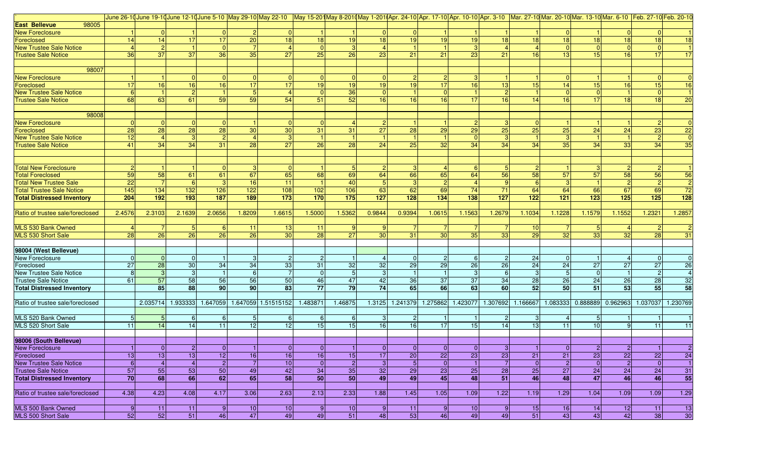| ` | June 26-10 | June 19-10 | June 12-10 | June 5-10 | May 29-10 | May 22-10 | May 15-2010 | May 8-2010 | May 1-2010 | Apr. 24-10 | Apr. 17-10 | Apr. 10-10 | Apr. 3-10 | Mar. 27-10 | Mar. 20-10 | Mar. 13-10 | Mar. 6-10 | Feb. 27-10 | Feb. 20-10 |
|---|---|---|---|---|---|---|---|---|---|---|---|---|---|---|---|---|---|---|---|
| **East Bellevue** 98005 | | | | | | | | | | | | | | | | | | | |
| New Foreclosure | 1 | 0 | 1 | 0 | 2 | 0 | 1 | 1 | 0 | 0 | 1 | 1 | 1 | 1 | 0 | 1 | 0 | 0 | 1 |
| Foreclosed | 14 | 14 | 17 | 17 | 20 | 18 | 18 | 19 | 18 | 19 | 19 | 19 | 18 | 18 | 18 | 18 | 18 | 18 | 18 |
| New Trustee Sale Notice | 4 | 2 | 1 | 0 | 7 | 4 | 0 | 3 | 4 | 1 | 1 | 3 | 4 | 4 | 0 | 0 | 0 | 0 | 1 |
| Trustee Sale Notice | 36 | 37 | 37 | 36 | 35 | 27 | 25 | 26 | 23 | 21 | 21 | 23 | 21 | 16 | 13 | 15 | 16 | 17 | 17 |
| | | | | | | | | | | | | | | | | | | | |
| 98007 | | | | | | | | | | | | | | | | | | | |
| New Foreclosure | 1 | 1 | 0 | 0 | 0 | 0 | 0 | 0 | 0 | 2 | 2 | 3 | 1 | 1 | 0 | 1 | 1 | 0 | 0 |
| Foreclosed | 17 | 16 | 16 | 16 | 17 | 17 | 19 | 19 | 19 | 19 | 17 | 16 | 13 | 15 | 14 | 15 | 16 | 15 | 16 |
| New Trustee Sale Notice | 6 | 1 | 2 | 1 | 5 | 4 | 0 | 36 | 0 | 1 | 0 | 1 | 2 | 1 | 0 | 0 | 1 | 0 | 1 |
| Trustee Sale Notice | 68 | 63 | 61 | 59 | 59 | 54 | 51 | 52 | 16 | 16 | 16 | 17 | 16 | 14 | 16 | 17 | 18 | 18 | 20 |
| | | | | | | | | | | | | | | | | | | | |
| 98008 | | | | | | | | | | | | | | | | | | | |
| New Foreclosure | 0 | 0 | 0 | 0 | 1 | 0 | 0 | 4 | 2 | 1 | 1 | 2 | 3 | 0 | 1 | 1 | 1 | 2 | 0 |
| Foreclosed | 28 | 28 | 28 | 28 | 30 | 30 | 31 | 31 | 27 | 28 | 29 | 29 | 25 | 25 | 25 | 24 | 24 | 23 | 22 |
| New Trustee Sale Notice | 12 | 4 | 3 | 2 | 4 | 3 | 1 | 1 | 1 | 1 | 1 | 0 | 3 | 1 | 3 | 1 | 1 | 2 | 0 |
| Trustee Sale Notice | 41 | 34 | 34 | 31 | 28 | 27 | 26 | 28 | 24 | 25 | 32 | 34 | 34 | 34 | 35 | 34 | 33 | 34 | 35 |
| | | | | | | | | | | | | | | | | | | | |
| Total New Foreclosure | 2 | 1 | 1 | 0 | 3 | 0 | 1 | 5 | 2 | 3 | 4 | 6 | 5 | 2 | 1 | 3 | 2 | 2 | 1 |
| Total Foreclosed | 59 | 58 | 61 | 61 | 67 | 65 | 68 | 69 | 64 | 66 | 65 | 64 | 56 | 58 | 57 | 57 | 58 | 56 | 56 |
| Total New Trustee Sale | 22 | 7 | 6 | 3 | 16 | 11 | 1 | 40 | 5 | 3 | 2 | 4 | 9 | 6 | 3 | 1 | 2 | 2 | 2 |
| Total Trustee Sale Notice | 145 | 134 | 132 | 126 | 122 | 108 | 102 | 106 | 63 | 62 | 69 | 74 | 71 | 64 | 64 | 66 | 67 | 69 | 72 |
| **Total Distressed Inventory** | **204** | **192** | **193** | **187** | **189** | **173** | **170** | **175** | **127** | **128** | **134** | **138** | **127** | **122** | **121** | **123** | **125** | **125** | **128** |
| | | | | | | | | | | | | | | | | | | | |
| Ratio of trustee sale/foreclosed | 2.4576 | 2.3103 | 2.1639 | 2.0656 | 1.8209 | 1.6615 | 1.5000 | 1.5362 | 0.9844 | 0.9394 | 1.0615 | 1.1563 | 1.2679 | 1.1034 | 1.1228 | 1.1579 | 1.1552 | 1.2321 | 1.2857 |
| | | | | | | | | | | | | | | | | | | | |
| MLS 530 Bank Owned | 4 | 7 | 5 | 6 | 11 | 13 | 11 | 9 | 9 | 7 | 7 | 7 | 7 | 10 | 7 | 5 | 4 | 2 | 2 |
| MLS 530 Short Sale | 28 | 26 | 26 | 26 | 26 | 30 | 28 | 27 | 30 | 31 | 30 | 35 | 33 | 29 | 32 | 33 | 32 | 28 | 31 |
| | | | | | | | | | | | | | | | | | | | |
| **98004 (West Bellevue)** | | | | | | | | | | | | | | | | | | | |
| New Foreclosure | 0 | 0 | 0 | 1 | 3 | 2 | 2 | 1 | 4 | 0 | 2 | 6 | 2 | 24 | 0 | 1 | 4 | 0 | 0 |
| Foreclosed | 27 | 28 | 30 | 34 | 34 | 33 | 31 | 32 | 32 | 29 | 29 | 26 | 26 | 24 | 24 | 27 | 27 | 27 | 26 |
| New Trustee Sale Notice | 8 | 3 | 3 | 1 | 6 | 7 | 0 | 5 | 3 | 1 | 1 | 3 | 6 | 3 | 5 | 0 | 1 | 2 | 4 |
| Trustee Sale Notice | 61 | 57 | 58 | 56 | 56 | 50 | 46 | 47 | 42 | 36 | 37 | 37 | 34 | 28 | 26 | 24 | 26 | 28 | 32 |
| **Total Distressed Inventory** | | **85** | **88** | **90** | **90** | **83** | **77** | **79** | **74** | **65** | **66** | **63** | **60** | **52** | **50** | **51** | **53** | **55** | **58** |
| | | | | | | | | | | | | | | | | | | | |
| Ratio of trustee sale/foreclosed | | 2.035714 | 1.933333 | 1.647059 | 1.647059 | 1.51515152 | 1.483871 | 1.46875 | 1.3125 | 1.241379 | 1.275862 | 1.423077 | 1.307692 | 1.166667 | 1.083333 | 0.888889 | 0.962963 | 1.037037 | 1.230769 |
| | | | | | | | | | | | | | | | | | | | |
| MLS 520 Bank Owned | 5 | 5 | 6 | 6 | 5 | 6 | 6 | 6 | 3 | 2 | 1 | 1 | 2 | 3 | 4 | 5 | 1 | 1 | 1 |
| MLS 520 Short Sale | 11 | 14 | 14 | 11 | 12 | 12 | 15 | 15 | 16 | 16 | 17 | 15 | 14 | 13 | 11 | 10 | 9 | 11 | 11 |
| | | | | | | | | | | | | | | | | | | | |
| **98006 (South Bellevue)** | | | | | | | | | | | | | | | | | | | |
| New Foreclosure | 1 | 0 | 2 | 0 | 1 | 0 | 0 | 1 | 0 | 0 | 0 | 0 | 3 | 1 | 0 | 2 | 2 | 1 | 2 |
| Foreclosed | 13 | 13 | 13 | 12 | 16 | 16 | 16 | 15 | 17 | 20 | 22 | 23 | 23 | 21 | 21 | 23 | 22 | 22 | 24 |
| New Trustee Sale Notice | 6 | 4 | 4 | 2 | 7 | 10 | 0 | 2 | 3 | 5 | 0 | 1 | 7 | 0 | 2 | 0 | 2 | 0 | 1 |
| Trustee Sale Notice | 57 | 55 | 53 | 50 | 49 | 42 | 34 | 35 | 32 | 29 | 23 | 25 | 28 | 25 | 27 | 24 | 24 | 24 | 31 |
| **Total Distressed Inventory** | **70** | **68** | **66** | **62** | **65** | **58** | **50** | **50** | **49** | **49** | **45** | **48** | **51** | **46** | **48** | **47** | **46** | **46** | **55** |
| | | | | | | | | | | | | | | | | | | | |
| Ratio of trustee sale/foreclosed | 4.38 | 4.23 | 4.08 | 4.17 | 3.06 | 2.63 | 2.13 | 2.33 | 1.88 | 1.45 | 1.05 | 1.09 | 1.22 | 1.19 | 1.29 | 1.04 | 1.09 | 1.09 | 1.29 |
| | | | | | | | | | | | | | | | | | | | |
| MLS 500 Bank Owned | 9 | 11 | 11 | 9 | 10 | 10 | 9 | 10 | 9 | 11 | 9 | 10 | 9 | 15 | 16 | 14 | 12 | 11 | 13 |
| MLS 500 Short Sale | 52 | 52 | 51 | 46 | 47 | 49 | 49 | 51 | 48 | 53 | 46 | 49 | 49 | 51 | 43 | 43 | 42 | 38 | 30 |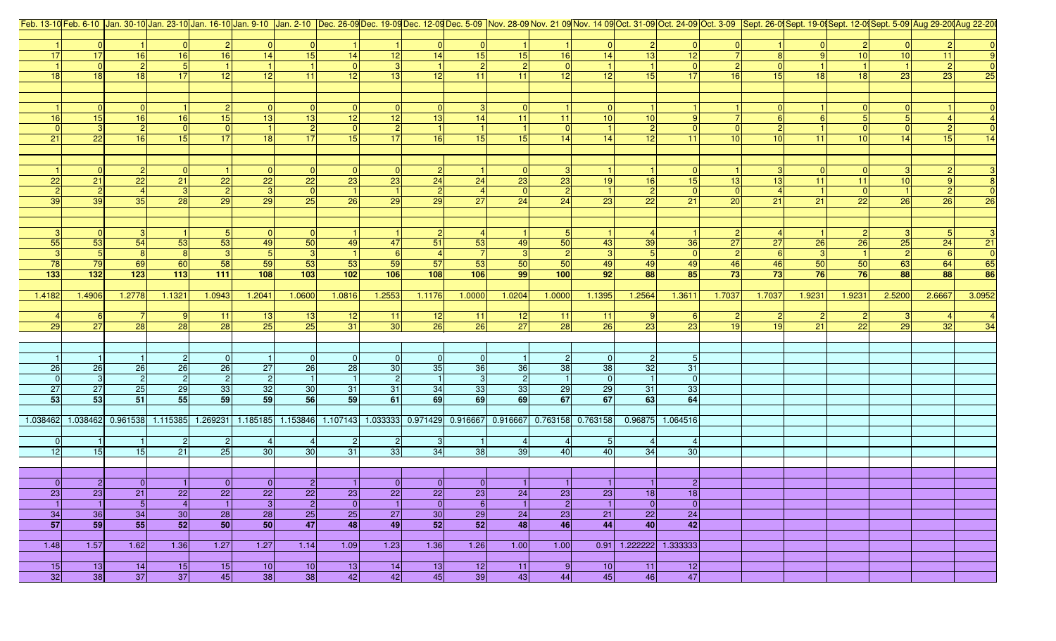| Feb. 13-10 | Feb. 6-10 | Jan. 30-10 | Jan. 23-10 | Jan. 16-10 | Jan. 9-10 | Jan. 2-10 | Dec. 26-09 | Dec. 19-09 | Dec. 12-09 | Dec. 5-09 | Nov. 28-09 | Nov. 21 09 | Nov. 14 09 | Oct. 31-09 | Oct. 24-09 | Oct. 3-09 | Sept. 26-09 | Sept. 19-09 | Sept. 12-09 | Sept. 5-09 | Aug 29-2009 | Aug 22-2009 |
|---|---|---|---|---|---|---|---|---|---|---|---|---|---|---|---|---|---|---|---|---|---|---|
| | | | | | | | | | | | | | | | | | | | | | | |
| 1 | 0 | 1 | 0 | 2 | 0 | 0 | 1 | 1 | 0 | 0 | 1 | 1 | 0 | 2 | 0 | 0 | 1 | 0 | 2 | 0 | 2 | 0 |
| 17 | 17 | 16 | 16 | 16 | 14 | 15 | 14 | 12 | 14 | 15 | 15 | 16 | 14 | 13 | 12 | 7 | 8 | 9 | 10 | 10 | 11 | 9 |
| 1 | 0 | 2 | 5 | 1 | 1 | 1 | 0 | 3 | 1 | 2 | 2 | 0 | 1 | 1 | 0 | 2 | 0 | 1 | 1 | 1 | 2 | 0 |
| 18 | 18 | 18 | 17 | 12 | 12 | 11 | 12 | 13 | 12 | 11 | 11 | 12 | 12 | 15 | 17 | 16 | 15 | 18 | 18 | 23 | 23 | 25 |
| | | | | | | | | | | | | | | | | | | | | | | |
| 1 | 0 | 0 | 1 | 2 | 0 | 0 | 0 | 0 | 0 | 3 | 0 | 1 | 0 | 1 | 1 | 1 | 0 | 1 | 0 | 0 | 1 | 0 |
| 16 | 15 | 16 | 16 | 15 | 13 | 13 | 12 | 12 | 13 | 14 | 11 | 11 | 10 | 10 | 9 | 7 | 6 | 6 | 5 | 5 | 4 | 4 |
| 0 | 3 | 2 | 0 | 0 | 1 | 2 | 0 | 2 | 1 | 1 | 1 | 0 | 1 | 2 | 0 | 0 | 2 | 1 | 0 | 0 | 2 | 0 |
| 21 | 22 | 16 | 15 | 17 | 18 | 17 | 15 | 17 | 16 | 15 | 15 | 14 | 14 | 12 | 11 | 10 | 10 | 11 | 10 | 14 | 15 | 14 |
| | | | | | | | | | | | | | | | | | | | | | | |
| 1 | 0 | 2 | 0 | 1 | 0 | 0 | 0 | 0 | 2 | 1 | 0 | 3 | 1 | 1 | 0 | 1 | 3 | 0 | 0 | 3 | 2 | 3 |
| 22 | 21 | 22 | 21 | 22 | 22 | 22 | 23 | 23 | 24 | 24 | 23 | 23 | 19 | 16 | 15 | 13 | 13 | 11 | 11 | 10 | 9 | 8 |
| 2 | 2 | 4 | 3 | 2 | 3 | 0 | 1 | 1 | 2 | 4 | 0 | 2 | 1 | 2 | 0 | 0 | 4 | 1 | 0 | 1 | 2 | 0 |
| 39 | 39 | 35 | 28 | 29 | 29 | 25 | 26 | 29 | 29 | 27 | 24 | 24 | 23 | 22 | 21 | 20 | 21 | 21 | 22 | 26 | 26 | 26 |
| | | | | | | | | | | | | | | | | | | | | | | |
| 3 | 0 | 3 | 1 | 5 | 0 | 0 | 1 | 1 | 2 | 4 | 1 | 5 | 1 | 4 | 1 | 2 | 4 | 1 | 2 | 3 | 5 | 3 |
| 55 | 53 | 54 | 53 | 53 | 49 | 50 | 49 | 47 | 51 | 53 | 49 | 50 | 43 | 39 | 36 | 27 | 27 | 26 | 26 | 25 | 24 | 21 |
| 3 | 5 | 8 | 8 | 3 | 5 | 3 | 1 | 6 | 4 | 7 | 3 | 2 | 3 | 5 | 0 | 2 | 6 | 3 | 1 | 2 | 6 | 0 |
| 78 | 79 | 69 | 60 | 58 | 59 | 53 | 53 | 59 | 57 | 53 | 50 | 50 | 49 | 49 | 49 | 46 | 46 | 50 | 50 | 63 | 64 | 65 |
| **133** | **132** | **123** | **113** | **111** | **108** | **103** | **102** | **106** | **108** | **106** | **99** | **100** | **92** | **88** | **85** | **73** | **73** | **76** | **76** | **88** | **88** | **86** |
| | | | | | | | | | | | | | | | | | | | | | | |
| 1.4182 | 1.4906 | 1.2778 | 1.1321 | 1.0943 | 1.2041 | 1.0600 | 1.0816 | 1.2553 | 1.1176 | 1.0000 | 1.0204 | 1.0000 | 1.1395 | 1.2564 | 1.3611 | 1.7037 | 1.7037 | 1.9231 | 1.9231 | 2.5200 | 2.6667 | 3.0952 |
| | | | | | | | | | | | | | | | | | | | | | | |
| 4 | 6 | 7 | 9 | 11 | 13 | 13 | 12 | 11 | 12 | 11 | 12 | 11 | 11 | 9 | 6 | 2 | 2 | 2 | 2 | 3 | 4 | 4 |
| 29 | 27 | 28 | 28 | 28 | 25 | 25 | 31 | 30 | 26 | 26 | 27 | 28 | 26 | 23 | 23 | 19 | 19 | 21 | 22 | 29 | 32 | 34 |
| | | | | | | | | | | | | | | | | | | | | | | |
| 1 | 1 | 1 | 2 | 0 | 1 | 0 | 0 | 0 | 0 | 0 | 1 | 2 | 0 | 2 | 5 | | | | | | | |
| 26 | 26 | 26 | 26 | 26 | 27 | 26 | 28 | 30 | 35 | 36 | 36 | 38 | 38 | 32 | 31 | | | | | | | |
| 0 | 3 | 2 | 2 | 2 | 2 | 1 | 1 | 2 | 1 | 3 | 2 | 1 | 0 | 1 | 0 | | | | | | | |
| 27 | 27 | 25 | 29 | 33 | 32 | 30 | 31 | 31 | 34 | 33 | 33 | 29 | 29 | 31 | 33 | | | | | | | |
| **53** | **53** | **51** | **55** | **59** | **59** | **56** | **59** | **61** | **69** | **69** | **69** | **67** | **67** | **63** | **64** | | | | | | | |
| | | | | | | | | | | | | | | | | | | | | | | |
| 1.038462 | 1.038462 | 0.961538 | 1.115385 | 1.269231 | 1.185185 | 1.153846 | 1.107143 | 1.033333 | 0.971429 | 0.916667 | 0.916667 | 0.763158 | 0.763158 | 0.96875 | 1.064516 | | | | | | | |
| | | | | | | | | | | | | | | | | | | | | | | |
| 0 | 1 | 1 | 2 | 2 | 4 | 4 | 2 | 2 | 3 | 1 | 4 | 4 | 5 | 4 | 4 | | | | | | | |
| 12 | 15 | 15 | 21 | 25 | 30 | 30 | 31 | 33 | 34 | 38 | 39 | 40 | 40 | 34 | 30 | | | | | | | |
| | | | | | | | | | | | | | | | | | | | | | | |
| 0 | 2 | 0 | 1 | 0 | 0 | 2 | 1 | 0 | 0 | 0 | 1 | 1 | 1 | 1 | 2 | | | | | | | |
| 23 | 23 | 21 | 22 | 22 | 22 | 22 | 23 | 22 | 22 | 23 | 24 | 23 | 23 | 18 | 18 | | | | | | | |
| 1 | 1 | 5 | 4 | 1 | 3 | 2 | 0 | 1 | 0 | 6 | 1 | 2 | 1 | 0 | 0 | | | | | | | |
| 34 | 36 | 34 | 30 | 28 | 28 | 25 | 25 | 27 | 30 | 29 | 24 | 23 | 21 | 22 | 24 | | | | | | | |
| **57** | **59** | **55** | **52** | **50** | **50** | **47** | **48** | **49** | **52** | **52** | **48** | **46** | **44** | **40** | **42** | | | | | | | |
| | | | | | | | | | | | | | | | | | | | | | | |
| 1.48 | 1.57 | 1.62 | 1.36 | 1.27 | 1.27 | 1.14 | 1.09 | 1.23 | 1.36 | 1.26 | 1.00 | 1.00 | 0.91 | 1.222222 | 1.333333 | | | | | | | |
| | | | | | | | | | | | | | | | | | | | | | | |
| 15 | 13 | 14 | 15 | 15 | 10 | 10 | 13 | 14 | 13 | 12 | 11 | 9 | 10 | 11 | 12 | | | | | | | |
| 32 | 38 | 37 | 37 | 45 | 38 | 38 | 42 | 42 | 45 | 39 | 43 | 44 | 45 | 46 | 47 | | | | | | | |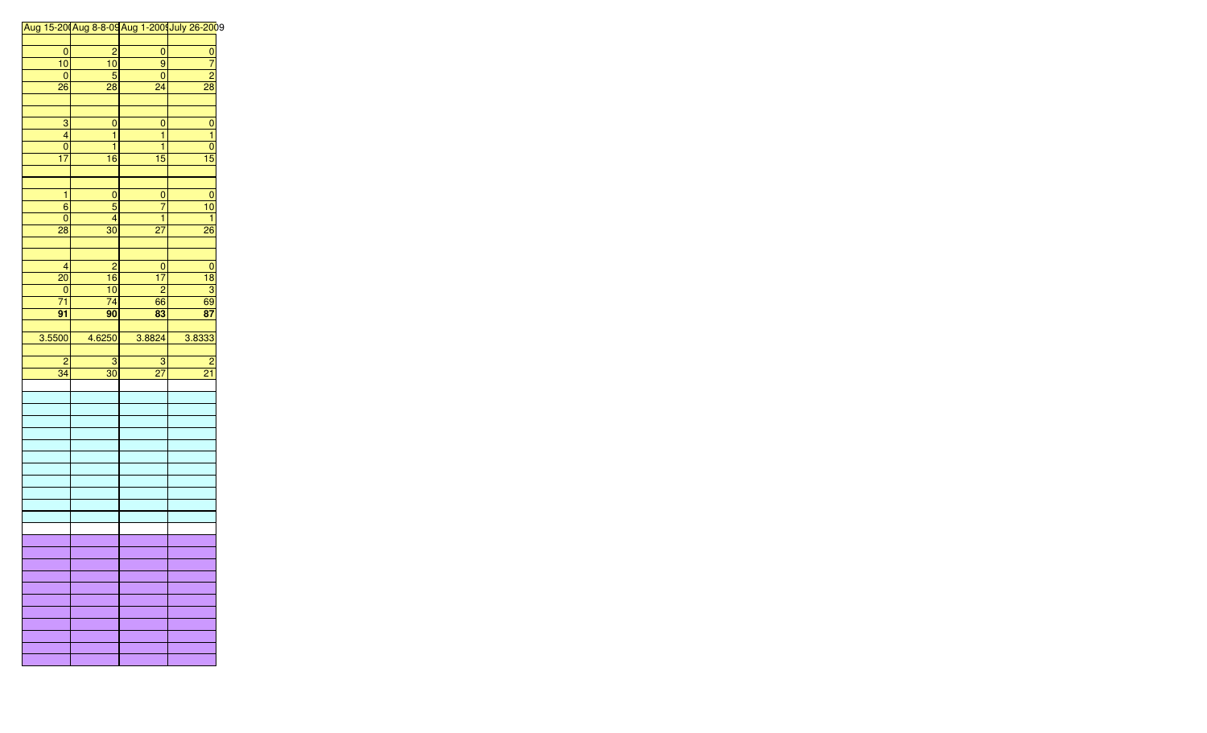| Aug 15-200 | Aug 8-8-09 | Aug 1-2009 | July 26-2009 |
|---|---|---|---|
| | | | |
| 0 | 2 | 0 | 0 |
| 10 | 10 | 9 | 7 |
| 0 | 5 | 0 | 2 |
| 26 | 28 | 24 | 28 |
| | | | |
| | | | |
| 3 | 0 | 0 | 0 |
| 4 | 1 | 1 | 1 |
| 0 | 1 | 1 | 0 |
| 17 | 16 | 15 | 15 |
| | | | |
| | | | |
| 1 | 0 | 0 | 0 |
| 6 | 5 | 7 | 10 |
| 0 | 4 | 1 | 1 |
| 28 | 30 | 27 | 26 |
| | | | |
| | | | |
| 4 | 2 | 0 | 0 |
| 20 | 16 | 17 | 18 |
| 0 | 10 | 2 | 3 |
| 71 | 74 | 66 | 69 |
| **91** | **90** | **83** | **87** |
| | | | |
| 3.5500 | 4.6250 | 3.8824 | 3.8333 |
| | | | |
| 2 | 3 | 3 | 2 |
| 34 | 30 | 27 | 21 |